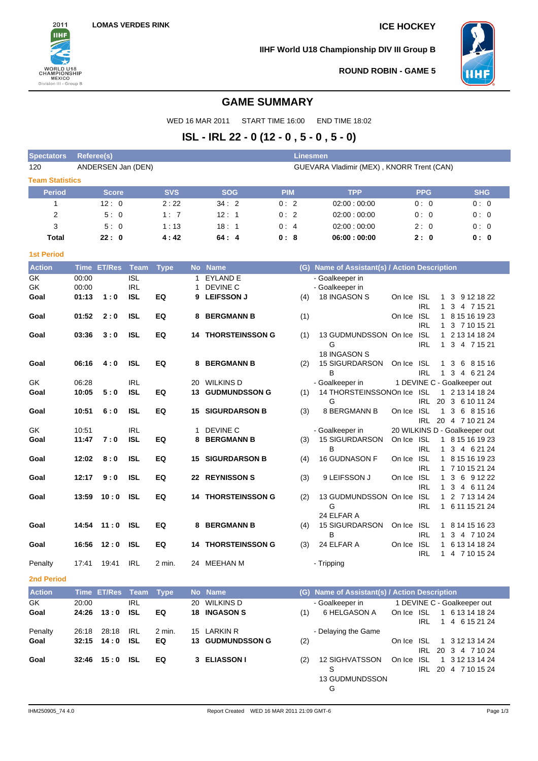LOMAS VERDES RINK

ICE HOCKEY

IIHF World U18 Championship DIV III Group B

ROUND ROBIN - GAME 5

# GAME SUMMARY

WED 16 MAR 2011 START TIME 16:00 END TIME 18:02

## ISL - IRL 22 - 0 (12 - 0 , 5 - 0 , 5 - 0)

| Spectators | Referee(s) | Linesmen |
|---|---|---|
| 120 | ANDERSEN Jan (DEN) | GUEVARA Vladimir (MEX) , KNORR Trent (CAN) |

### Team Statistics

| Period | Score | SVS | SOG | PIM | TPP | PPG | SHG |
|---|---|---|---|---|---|---|---|
| 1 | 12 : 0 | 2 : 22 | 34 : 2 | 0 : 2 | 02:00 : 00:00 | 0 : 0 | 0 : 0 |
| 2 | 5 : 0 | 1 : 7 | 12 : 1 | 0 : 2 | 02:00 : 00:00 | 0 : 0 | 0 : 0 |
| 3 | 5 : 0 | 1 : 13 | 18 : 1 | 0 : 4 | 02:00 : 00:00 | 2 : 0 | 0 : 0 |
| **Total** | **22 : 0** | **4 : 42** | **64 : 4** | **0 : 8** | **06:00 : 00:00** | **2 : 0** | **0 : 0** |

### 1st Period

| Action | Time | ET/Res | Team | Type | No | Name | (G) | Name of Assistant(s) / Action Description | | |
|---|---|---|---|---|---|---|---|---|---|---|
| GK | 00:00 | | ISL | | 1 | EYLAND E | | - Goalkeeper in | | |
| GK | 00:00 | | IRL | | 1 | DEVINE C | | - Goalkeeper in | | |
| **Goal** | **01:13** | **1 : 0** | **ISL** | **EQ** | **9** | **LEIFSSON J** | (4) | 18 INGASON S | On Ice | ISL 1 3 9 12 18 22 / IRL 1 3 4 7 15 21 |
| **Goal** | **01:52** | **2 : 0** | **ISL** | **EQ** | **8** | **BERGMANN B** | (1) | | On Ice | ISL 1 8 15 16 19 23 / IRL 1 3 7 10 15 21 |
| **Goal** | **03:36** | **3 : 0** | **ISL** | **EQ** | **14** | **THORSTEINSSON G** | (1) | 13 GUDMUNDSSON G, 18 INGASON S | On Ice | ISL 1 2 13 14 18 24 / IRL 1 3 4 7 15 21 |
| **Goal** | **06:16** | **4 : 0** | **ISL** | **EQ** | **8** | **BERGMANN B** | (2) | 15 SIGURDARSON B | On Ice | ISL 1 3 6 8 15 16 / IRL 1 3 4 6 21 24 |
| GK | 06:28 | | IRL | | 20 | WILKINS D | | - Goalkeeper in | 1 DEVINE C - Goalkeeper out | |
| **Goal** | **10:05** | **5 : 0** | **ISL** | **EQ** | **13** | **GUDMUNDSSON G** | (1) | 14 THORSTEINSSON G | On Ice | ISL 1 2 13 14 18 24 / IRL 20 3 6 10 11 24 |
| **Goal** | **10:51** | **6 : 0** | **ISL** | **EQ** | **15** | **SIGURDARSON B** | (3) | 8 BERGMANN B | On Ice | ISL 1 3 6 8 15 16 / IRL 20 4 7 10 21 24 |
| GK | 10:51 | | IRL | | 1 | DEVINE C | | - Goalkeeper in | 20 WILKINS D - Goalkeeper out | |
| **Goal** | **11:47** | **7 : 0** | **ISL** | **EQ** | **8** | **BERGMANN B** | (3) | 15 SIGURDARSON B | On Ice | ISL 1 8 15 16 19 23 / IRL 1 3 4 6 21 24 |
| **Goal** | **12:02** | **8 : 0** | **ISL** | **EQ** | **15** | **SIGURDARSON B** | (4) | 16 GUDNASON F | On Ice | ISL 1 8 15 16 19 23 / IRL 1 7 10 15 21 24 |
| **Goal** | **12:17** | **9 : 0** | **ISL** | **EQ** | **22** | **REYNISSON S** | (3) | 9 LEIFSSON J | On Ice | ISL 1 3 6 9 12 22 / IRL 1 3 4 6 11 24 |
| **Goal** | **13:59** | **10 : 0** | **ISL** | **EQ** | **14** | **THORSTEINSSON G** | (2) | 13 GUDMUNDSSON G, 24 ELFAR A | On Ice | ISL 1 2 7 13 14 24 / IRL 1 6 11 15 21 24 |
| **Goal** | **14:54** | **11 : 0** | **ISL** | **EQ** | **8** | **BERGMANN B** | (4) | 15 SIGURDARSON B | On Ice | ISL 1 8 14 15 16 23 / IRL 1 3 4 7 10 24 |
| **Goal** | **16:56** | **12 : 0** | **ISL** | **EQ** | **14** | **THORSTEINSSON G** | (3) | 24 ELFAR A | On Ice | ISL 1 6 13 14 18 24 / IRL 1 4 7 10 15 24 |
| Penalty | 17:41 | 19:41 | IRL | 2 min. | 24 | MEEHAN M | | - Tripping | | |

### 2nd Period

| Action | Time | ET/Res | Team | Type | No | Name | (G) | Name of Assistant(s) / Action Description | | |
|---|---|---|---|---|---|---|---|---|---|---|
| GK | 20:00 | | IRL | | 20 | WILKINS D | | - Goalkeeper in | 1 DEVINE C - Goalkeeper out | |
| **Goal** | **24:26** | **13 : 0** | **ISL** | **EQ** | **18** | **INGASON S** | (1) | 6 HELGASON A | On Ice | ISL 1 6 13 14 18 24 / IRL 1 4 6 15 21 24 |
| Penalty | 26:18 | 28:18 | IRL | 2 min. | 15 | LARKIN R | | - Delaying the Game | | |
| **Goal** | **32:15** | **14 : 0** | **ISL** | **EQ** | **13** | **GUDMUNDSSON G** | (2) | | On Ice | ISL 1 3 12 13 14 24 / IRL 20 3 4 7 10 24 |
| **Goal** | **32:46** | **15 : 0** | **ISL** | **EQ** | **3** | **ELIASSON I** | (2) | 12 SIGHVATSSON S, 13 GUDMUNDSSON G | On Ice | ISL 1 3 12 13 14 24 / IRL 20 4 7 10 15 24 |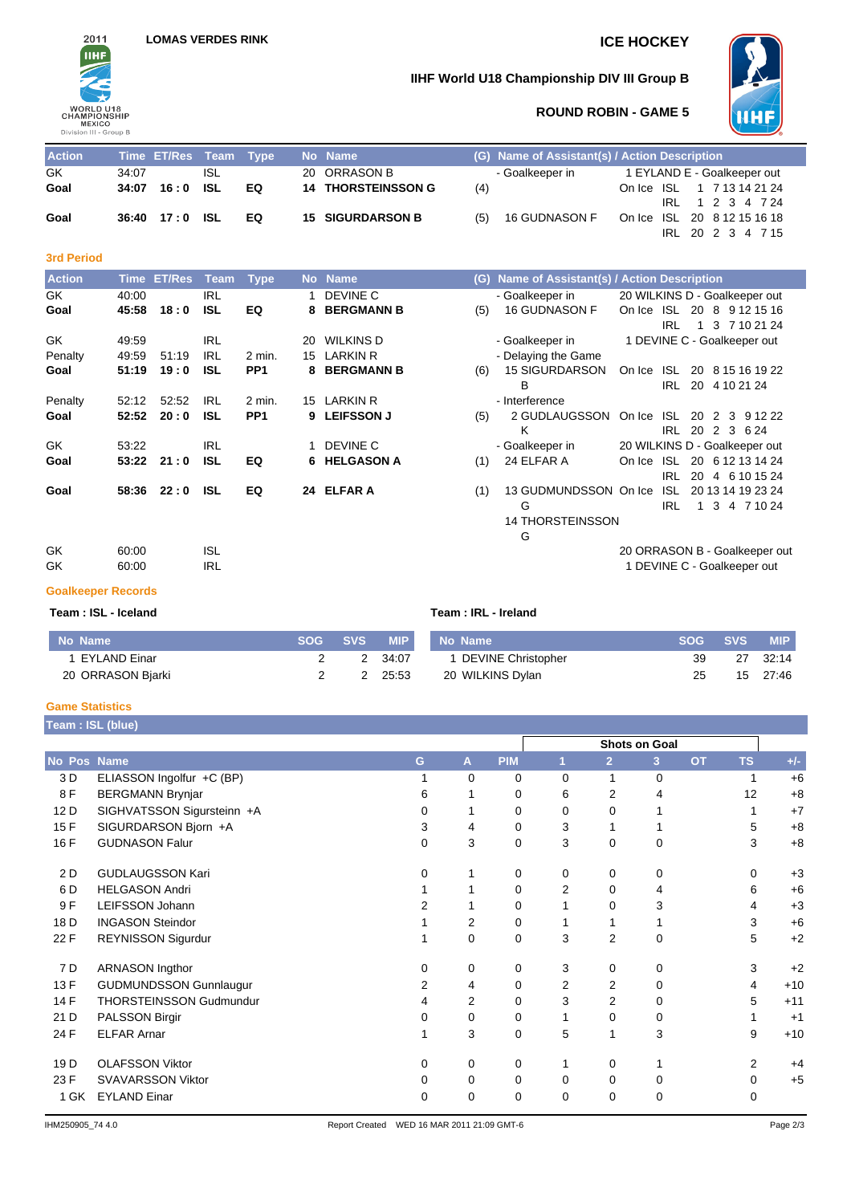LOMAS VERDES RINK

# ICE HOCKEY

## IIHF World U18 Championship DIV III Group B

### ROUND ROBIN - GAME 5

| Action | Time | ET/Res | Team | Type | No | Name | (G) | Name of Assistant(s) / Action Description | |
|---|---|---|---|---|---|---|---|---|---|
| GK | 34:07 | | ISL | | 20 | ORRASON B | | - Goalkeeper in | 1 EYLAND E - Goalkeeper out |
| **Goal** | **34:07** | **16 : 0** | **ISL** | **EQ** | **14** | **THORSTEINSSON G** | (4) | | On Ice ISL 1 7 13 14 21 24<br>IRL 1 2 3 4 7 24 |
| **Goal** | **36:40** | **17 : 0** | **ISL** | **EQ** | **15** | **SIGURDARSON B** | (5) | 16 GUDNASON F | On Ice ISL 20 8 12 15 16 18<br>IRL 20 2 3 4 7 15 |

### 3rd Period

| Action | Time | ET/Res | Team | Type | No | Name | (G) | Name of Assistant(s) / Action Description | |
|---|---|---|---|---|---|---|---|---|---|
| GK | 40:00 | | IRL | | 1 | DEVINE C | | - Goalkeeper in | 20 WILKINS D - Goalkeeper out |
| **Goal** | **45:58** | **18 : 0** | **ISL** | **EQ** | **8** | **BERGMANN B** | (5) | 16 GUDNASON F | On Ice ISL 20 8 9 12 15 16<br>IRL 1 3 7 10 21 24 |
| GK | 49:59 | | IRL | | 20 | WILKINS D | | - Goalkeeper in | 1 DEVINE C - Goalkeeper out |
| Penalty | 49:59 | 51:19 | IRL | 2 min. | 15 | LARKIN R | | - Delaying the Game | |
| **Goal** | **51:19** | **19 : 0** | **ISL** | **PP1** | **8** | **BERGMANN B** | (6) | 15 SIGURDARSON B | On Ice ISL 20 8 15 16 19 22<br>IRL 20 4 10 21 24 |
| Penalty | 52:12 | 52:52 | IRL | 2 min. | 15 | LARKIN R | | - Interference | |
| **Goal** | **52:52** | **20 : 0** | **ISL** | **PP1** | **9** | **LEIFSSON J** | (5) | 2 GUDLAUGSSON K | On Ice ISL 20 2 3 9 12 22<br>IRL 20 2 3 6 24 |
| GK | 53:22 | | IRL | | 1 | DEVINE C | | - Goalkeeper in | 20 WILKINS D - Goalkeeper out |
| **Goal** | **53:22** | **21 : 0** | **ISL** | **EQ** | **6** | **HELGASON A** | (1) | 24 ELFAR A | On Ice ISL 20 6 12 13 14 24<br>IRL 20 4 6 10 15 24 |
| **Goal** | **58:36** | **22 : 0** | **ISL** | **EQ** | **24** | **ELFAR A** | (1) | 13 GUDMUNDSSON G<br>14 THORSTEINSSON G | On Ice ISL 20 13 14 19 23 24<br>IRL 1 3 4 7 10 24 |
| GK | 60:00 | | ISL | | | | | | 20 ORRASON B - Goalkeeper out |
| GK | 60:00 | | IRL | | | | | | 1 DEVINE C - Goalkeeper out |

### Goalkeeper Records

**Team : ISL - Iceland**

| No | Name | SOG | SVS | MIP |
|---|---|---|---|---|
| 1 | EYLAND Einar | 2 | 2 | 34:07 |
| 20 | ORRASON Bjarki | 2 | 2 | 25:53 |

**Team : IRL - Ireland**

| No | Name | SOG | SVS | MIP |
|---|---|---|---|---|
| 1 | DEVINE Christopher | 39 | 27 | 32:14 |
| 20 | WILKINS Dylan | 25 | 15 | 27:46 |

### Game Statistics

**Team : ISL (blue)**

| No | Pos | Name | G | A | PIM | Shots on Goal 1 | 2 | 3 | OT | TS | +/- |
|---|---|---|---|---|---|---|---|---|---|---|---|
| 3 | D | ELIASSON Ingolfur +C (BP) | 1 | 0 | 0 | 0 | 1 | 0 | | 1 | +6 |
| 8 | F | BERGMANN Brynjar | 6 | 1 | 0 | 6 | 2 | 4 | | 12 | +8 |
| 12 | D | SIGHVATSSON Sigursteinn +A | 0 | 1 | 0 | 0 | 0 | 1 | | 1 | +7 |
| 15 | F | SIGURDARSON Bjorn +A | 3 | 4 | 0 | 3 | 1 | 1 | | 5 | +8 |
| 16 | F | GUDNASON Falur | 0 | 3 | 0 | 3 | 0 | 0 | | 3 | +8 |
| 2 | D | GUDLAUGSSON Kari | 0 | 1 | 0 | 0 | 0 | 0 | | 0 | +3 |
| 6 | D | HELGASON Andri | 1 | 1 | 0 | 2 | 0 | 4 | | 6 | +6 |
| 9 | F | LEIFSSON Johann | 2 | 1 | 0 | 1 | 0 | 3 | | 4 | +3 |
| 18 | D | INGASON Steindor | 1 | 2 | 0 | 1 | 1 | 1 | | 3 | +6 |
| 22 | F | REYNISSON Sigurdur | 1 | 0 | 0 | 3 | 2 | 0 | | 5 | +2 |
| 7 | D | ARNASON Ingthor | 0 | 0 | 0 | 3 | 0 | 0 | | 3 | +2 |
| 13 | F | GUDMUNDSSON Gunnlaugur | 2 | 4 | 0 | 2 | 2 | 0 | | 4 | +10 |
| 14 | F | THORSTEINSSON Gudmundur | 4 | 2 | 0 | 3 | 2 | 0 | | 5 | +11 |
| 21 | D | PALSSON Birgir | 0 | 0 | 0 | 1 | 0 | 0 | | 1 | +1 |
| 24 | F | ELFAR Arnar | 1 | 3 | 0 | 5 | 1 | 3 | | 9 | +10 |
| 19 | D | OLAFSSON Viktor | 0 | 0 | 0 | 1 | 0 | 1 | | 2 | +4 |
| 23 | F | SVAVARSSON Viktor | 0 | 0 | 0 | 0 | 0 | 0 | | 0 | +5 |
| 1 | GK | EYLAND Einar | 0 | 0 | 0 | 0 | 0 | 0 | | 0 | |

IHM250905_74 4.0 Report Created WED 16 MAR 2011 21:09 GMT-6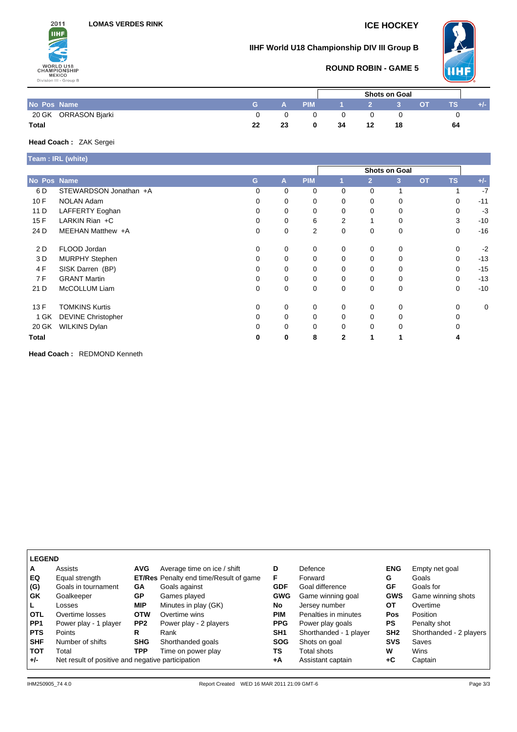**LOMAS VERDES RINK**

**ICE HOCKEY**

**IIHF World U18 Championship DIV III Group B**

**ROUND ROBIN - GAME 5**

| No | Pos | Name | G | A | PIM | Shots on Goal 1 | 2 | 3 | OT | TS | +/- |
|---|---|---|---|---|---|---|---|---|---|---|---|
| 20 | GK | ORRASON Bjarki | 0 | 0 | 0 | 0 | 0 | 0 | | 0 | |
| **Total** | | | **22** | **23** | **0** | **34** | **12** | **18** | | **64** | |

**Head Coach :** ZAK Sergei

**Team : IRL (white)**

| No | Pos | Name | G | A | PIM | Shots on Goal 1 | 2 | 3 | OT | TS | +/- |
|---|---|---|---|---|---|---|---|---|---|---|---|
| 6 | D | STEWARDSON Jonathan +A | 0 | 0 | 0 | 0 | 0 | 1 | | 1 | -7 |
| 10 | F | NOLAN Adam | 0 | 0 | 0 | 0 | 0 | 0 | | 0 | -11 |
| 11 | D | LAFFERTY Eoghan | 0 | 0 | 0 | 0 | 0 | 0 | | 0 | -3 |
| 15 | F | LARKIN Rian +C | 0 | 0 | 6 | 2 | 1 | 0 | | 3 | -10 |
| 24 | D | MEEHAN Matthew +A | 0 | 0 | 2 | 0 | 0 | 0 | | 0 | -16 |
| 2 | D | FLOOD Jordan | 0 | 0 | 0 | 0 | 0 | 0 | | 0 | -2 |
| 3 | D | MURPHY Stephen | 0 | 0 | 0 | 0 | 0 | 0 | | 0 | -13 |
| 4 | F | SISK Darren (BP) | 0 | 0 | 0 | 0 | 0 | 0 | | 0 | -15 |
| 7 | F | GRANT Martin | 0 | 0 | 0 | 0 | 0 | 0 | | 0 | -13 |
| 21 | D | McCOLLUM Liam | 0 | 0 | 0 | 0 | 0 | 0 | | 0 | -10 |
| 13 | F | TOMKINS Kurtis | 0 | 0 | 0 | 0 | 0 | 0 | | 0 | 0 |
| 1 | GK | DEVINE Christopher | 0 | 0 | 0 | 0 | 0 | 0 | | 0 | |
| 20 | GK | WILKINS Dylan | 0 | 0 | 0 | 0 | 0 | 0 | | 0 | |
| **Total** | | | **0** | **0** | **8** | **2** | **1** | **1** | | **4** | |

**Head Coach :** REDMOND Kenneth

**LEGEND**

| | | | | | | | |
|---|---|---|---|---|---|---|---|
| **A** | Assists | **AVG** | Average time on ice / shift | **D** | Defence | **ENG** | Empty net goal |
| **EQ** | Equal strength | **ET/Res** | Penalty end time/Result of game | **F** | Forward | **G** | Goals |
| **(G)** | Goals in tournament | **GA** | Goals against | **GDF** | Goal difference | **GF** | Goals for |
| **GK** | Goalkeeper | **GP** | Games played | **GWG** | Game winning goal | **GWS** | Game winning shots |
| **L** | Losses | **MIP** | Minutes in play (GK) | **No** | Jersey number | **OT** | Overtime |
| **OTL** | Overtime losses | **OTW** | Overtime wins | **PIM** | Penalties in minutes | **Pos** | Position |
| **PP1** | Power play - 1 player | **PP2** | Power play - 2 players | **PPG** | Power play goals | **PS** | Penalty shot |
| **PTS** | Points | **R** | Rank | **SH1** | Shorthanded - 1 player | **SH2** | Shorthanded - 2 players |
| **SHF** | Number of shifts | **SHG** | Shorthanded goals | **SOG** | Shots on goal | **SVS** | Saves |
| **TOT** | Total | **TPP** | Time on power play | **TS** | Total shots | **W** | Wins |
| **+/-** | Net result of positive and negative participation | | | **+A** | Assistant captain | **+C** | Captain |

IHM250905_74 4.0 Report Created WED 16 MAR 2011 21:09 GMT-6